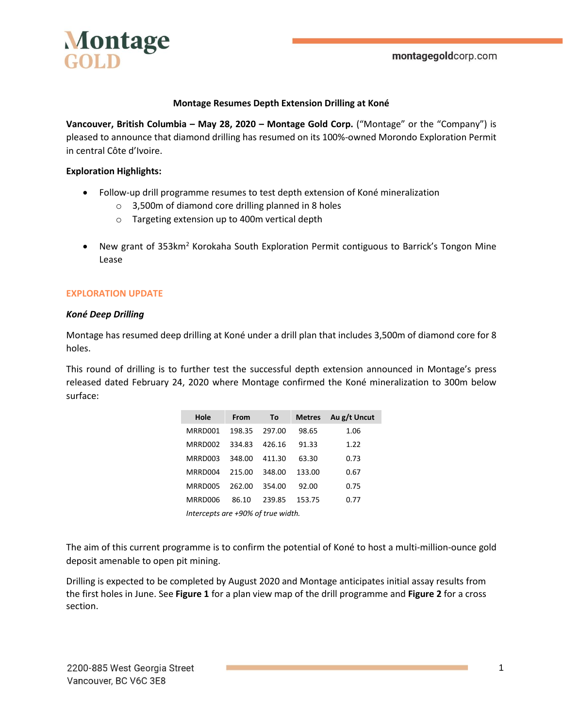# Montage Resumes Depth Extension Drilling at Koné

**Vancouver, British Columbia – May 28, 2020 – Montage Gold Corp.** ("Montage" or the "Company") is pleased to announce that diamond drilling has resumed on its 100%-owned Morondo Exploration Permit in central Côte d'Ivoire.

**Exploration Highlights:**

- Follow-up drill programme resumes to test depth extension of Koné mineralization
  - 3,500m of diamond core drilling planned in 8 holes
  - Targeting extension up to 400m vertical depth
- New grant of 353km$^2$ Korokaha South Exploration Permit contiguous to Barrick's Tongon Mine Lease

## EXPLORATION UPDATE

### *Koné Deep Drilling*

Montage has resumed deep drilling at Koné under a drill plan that includes 3,500m of diamond core for 8 holes.

This round of drilling is to further test the successful depth extension announced in Montage's press released dated February 24, 2020 where Montage confirmed the Koné mineralization to 300m below surface:

| Hole | From | To | Metres | Au g/t Uncut |
|---|---|---|---|---|
| MRRD001 | 198.35 | 297.00 | 98.65 | 1.06 |
| MRRD002 | 334.83 | 426.16 | 91.33 | 1.22 |
| MRRD003 | 348.00 | 411.30 | 63.30 | 0.73 |
| MRRD004 | 215.00 | 348.00 | 133.00 | 0.67 |
| MRRD005 | 262.00 | 354.00 | 92.00 | 0.75 |
| MRRD006 | 86.10 | 239.85 | 153.75 | 0.77 |

*Intercepts are +90% of true width.*

The aim of this current programme is to confirm the potential of Koné to host a multi-million-ounce gold deposit amenable to open pit mining.

Drilling is expected to be completed by August 2020 and Montage anticipates initial assay results from the first holes in June. See **Figure 1** for a plan view map of the drill programme and **Figure 2** for a cross section.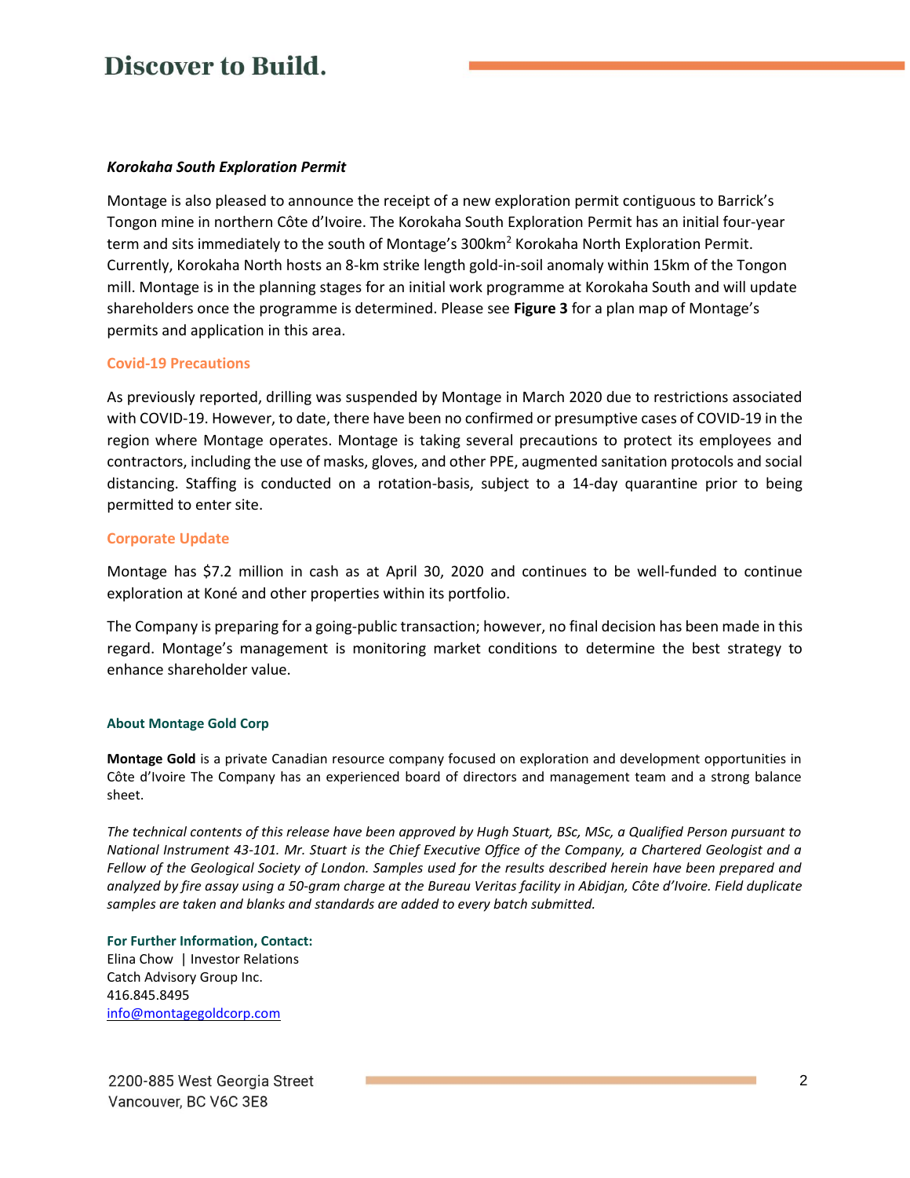***Korokaha South Exploration Permit***

Montage is also pleased to announce the receipt of a new exploration permit contiguous to Barrick's Tongon mine in northern Côte d'Ivoire. The Korokaha South Exploration Permit has an initial four-year term and sits immediately to the south of Montage's 300km$^2$ Korokaha North Exploration Permit. Currently, Korokaha North hosts an 8-km strike length gold-in-soil anomaly within 15km of the Tongon mill. Montage is in the planning stages for an initial work programme at Korokaha South and will update shareholders once the programme is determined. Please see **Figure 3** for a plan map of Montage's permits and application in this area.

## Covid-19 Precautions

As previously reported, drilling was suspended by Montage in March 2020 due to restrictions associated with COVID-19. However, to date, there have been no confirmed or presumptive cases of COVID-19 in the region where Montage operates. Montage is taking several precautions to protect its employees and contractors, including the use of masks, gloves, and other PPE, augmented sanitation protocols and social distancing. Staffing is conducted on a rotation-basis, subject to a 14-day quarantine prior to being permitted to enter site.

## Corporate Update

Montage has $7.2 million in cash as at April 30, 2020 and continues to be well-funded to continue exploration at Koné and other properties within its portfolio.

The Company is preparing for a going-public transaction; however, no final decision has been made in this regard. Montage's management is monitoring market conditions to determine the best strategy to enhance shareholder value.

### About Montage Gold Corp

**Montage Gold** is a private Canadian resource company focused on exploration and development opportunities in Côte d'Ivoire The Company has an experienced board of directors and management team and a strong balance sheet.

*The technical contents of this release have been approved by Hugh Stuart, BSc, MSc, a Qualified Person pursuant to National Instrument 43-101. Mr. Stuart is the Chief Executive Office of the Company, a Chartered Geologist and a Fellow of the Geological Society of London. Samples used for the results described herein have been prepared and analyzed by fire assay using a 50-gram charge at the Bureau Veritas facility in Abidjan, Côte d'Ivoire. Field duplicate samples are taken and blanks and standards are added to every batch submitted.*

**For Further Information, Contact:**
Elina Chow | Investor Relations
Catch Advisory Group Inc.
416.845.8495
info@montagegoldcorp.com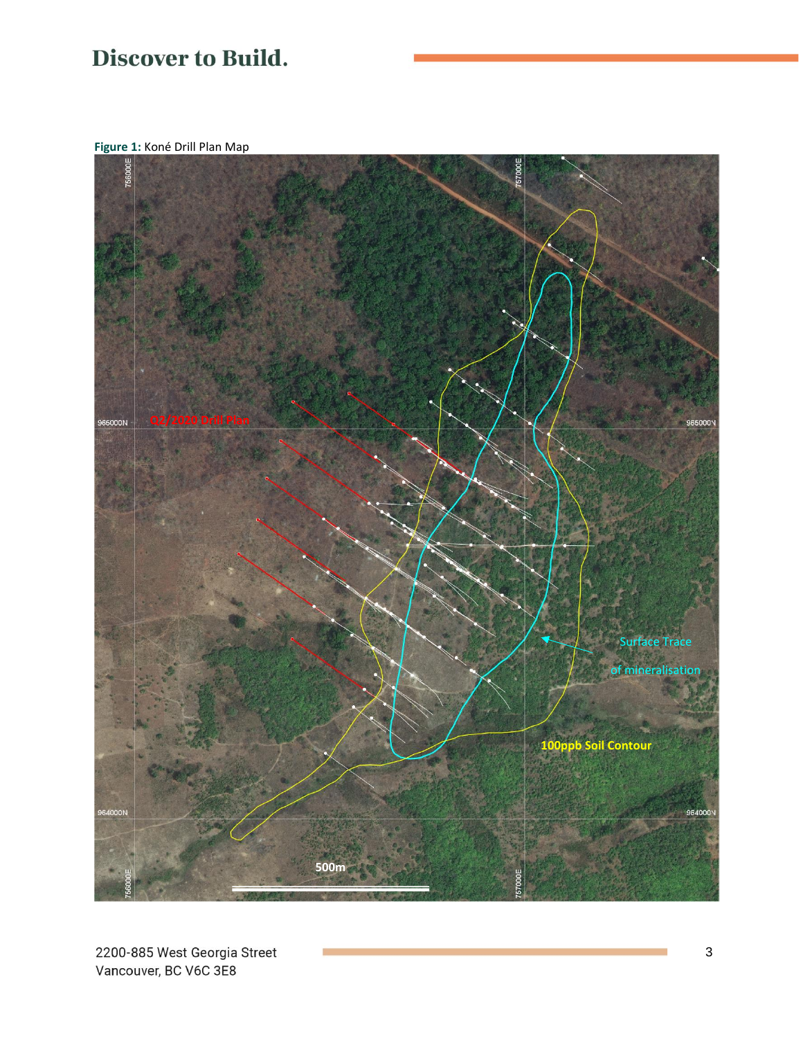**Figure 1:** Koné Drill Plan Map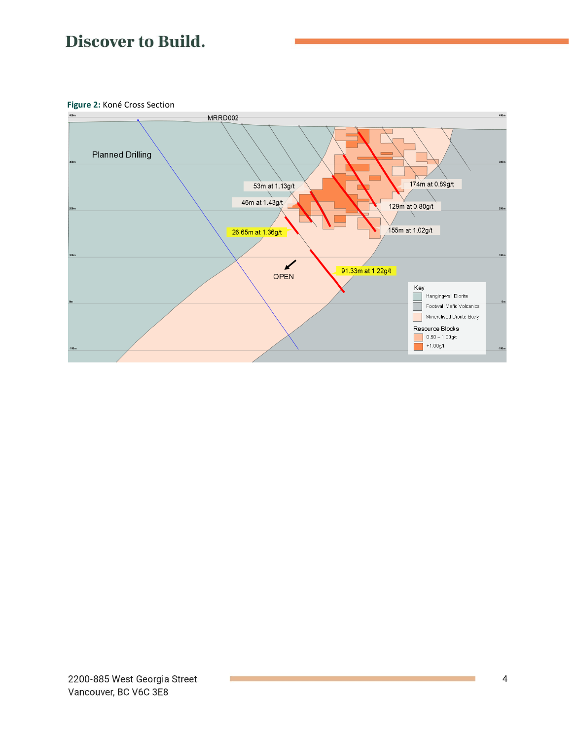**Figure 2:** Koné Cross Section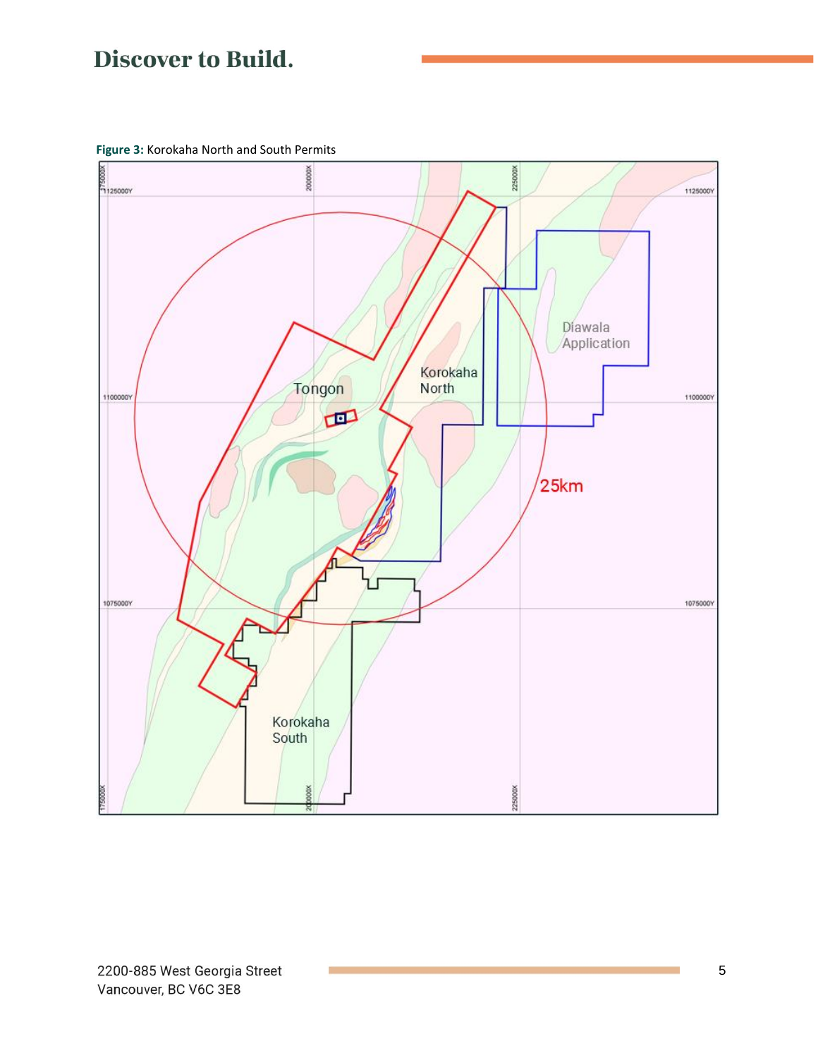**Figure 3:** Korokaha North and South Permits

175000X
200000X
225000X
1125000Y
1100000Y
1075000Y

Tongon

Korokaha North

Diawala Application

25km

Korokaha South